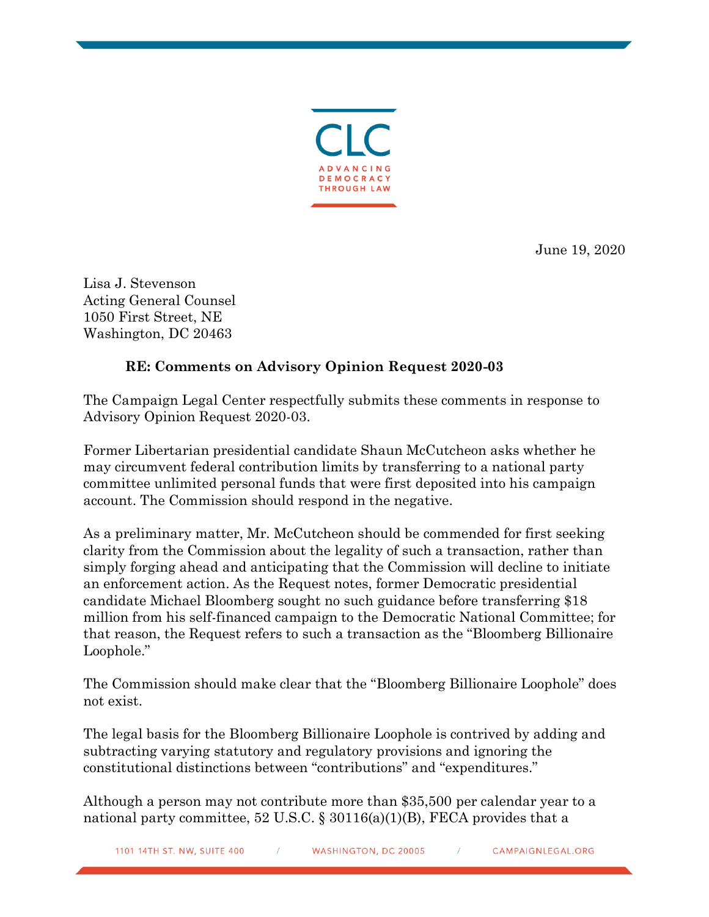CLC

ADVANCING DEMOCRACY THROUGH LAW

June 19, 2020

Lisa J. Stevenson
Acting General Counsel
1050 First Street, NE
Washington, DC 20463

**RE: Comments on Advisory Opinion Request 2020-03**

The Campaign Legal Center respectfully submits these comments in response to Advisory Opinion Request 2020-03.

Former Libertarian presidential candidate Shaun McCutcheon asks whether he may circumvent federal contribution limits by transferring to a national party committee unlimited personal funds that were first deposited into his campaign account. The Commission should respond in the negative.

As a preliminary matter, Mr. McCutcheon should be commended for first seeking clarity from the Commission about the legality of such a transaction, rather than simply forging ahead and anticipating that the Commission will decline to initiate an enforcement action. As the Request notes, former Democratic presidential candidate Michael Bloomberg sought no such guidance before transferring $18 million from his self-financed campaign to the Democratic National Committee; for that reason, the Request refers to such a transaction as the "Bloomberg Billionaire Loophole."

The Commission should make clear that the "Bloomberg Billionaire Loophole" does not exist.

The legal basis for the Bloomberg Billionaire Loophole is contrived by adding and subtracting varying statutory and regulatory provisions and ignoring the constitutional distinctions between "contributions" and "expenditures."

Although a person may not contribute more than $35,500 per calendar year to a national party committee, 52 U.S.C. § 30116(a)(1)(B), FECA provides that a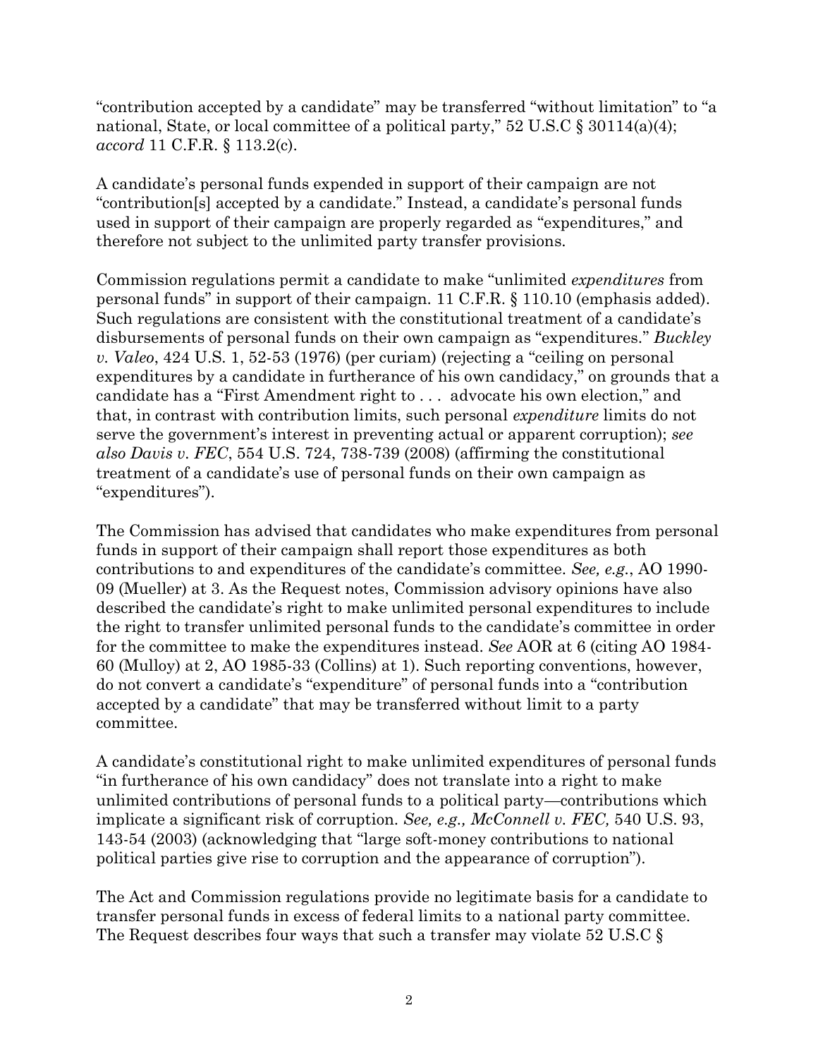"contribution accepted by a candidate" may be transferred "without limitation" to "a national, State, or local committee of a political party," 52 U.S.C § 30114(a)(4); *accord* 11 C.F.R. § 113.2(c).

A candidate's personal funds expended in support of their campaign are not "contribution[s] accepted by a candidate." Instead, a candidate's personal funds used in support of their campaign are properly regarded as "expenditures," and therefore not subject to the unlimited party transfer provisions.

Commission regulations permit a candidate to make "unlimited *expenditures* from personal funds" in support of their campaign. 11 C.F.R. § 110.10 (emphasis added). Such regulations are consistent with the constitutional treatment of a candidate's disbursements of personal funds on their own campaign as "expenditures." *Buckley v. Valeo*, 424 U.S. 1, 52-53 (1976) (per curiam) (rejecting a "ceiling on personal expenditures by a candidate in furtherance of his own candidacy," on grounds that a candidate has a "First Amendment right to . . . advocate his own election," and that, in contrast with contribution limits, such personal *expenditure* limits do not serve the government's interest in preventing actual or apparent corruption); *see also Davis v. FEC*, 554 U.S. 724, 738-739 (2008) (affirming the constitutional treatment of a candidate's use of personal funds on their own campaign as "expenditures").

The Commission has advised that candidates who make expenditures from personal funds in support of their campaign shall report those expenditures as both contributions to and expenditures of the candidate's committee. *See, e.g.*, AO 1990-09 (Mueller) at 3. As the Request notes, Commission advisory opinions have also described the candidate's right to make unlimited personal expenditures to include the right to transfer unlimited personal funds to the candidate's committee in order for the committee to make the expenditures instead. *See* AOR at 6 (citing AO 1984-60 (Mulloy) at 2, AO 1985-33 (Collins) at 1). Such reporting conventions, however, do not convert a candidate's "expenditure" of personal funds into a "contribution accepted by a candidate" that may be transferred without limit to a party committee.

A candidate's constitutional right to make unlimited expenditures of personal funds "in furtherance of his own candidacy" does not translate into a right to make unlimited contributions of personal funds to a political party—contributions which implicate a significant risk of corruption. *See, e.g., McConnell v. FEC,* 540 U.S. 93, 143-54 (2003) (acknowledging that "large soft-money contributions to national political parties give rise to corruption and the appearance of corruption").

The Act and Commission regulations provide no legitimate basis for a candidate to transfer personal funds in excess of federal limits to a national party committee. The Request describes four ways that such a transfer may violate 52 U.S.C §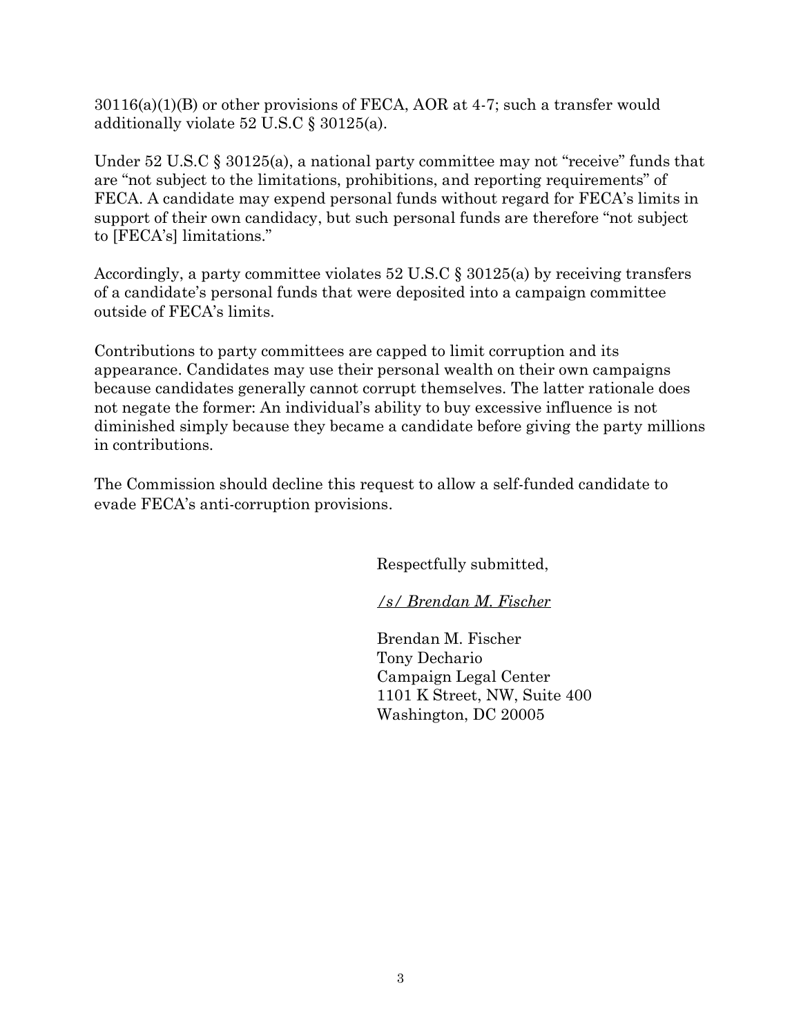30116(a)(1)(B) or other provisions of FECA, AOR at 4-7; such a transfer would additionally violate 52 U.S.C § 30125(a).

Under 52 U.S.C § 30125(a), a national party committee may not "receive" funds that are "not subject to the limitations, prohibitions, and reporting requirements" of FECA. A candidate may expend personal funds without regard for FECA's limits in support of their own candidacy, but such personal funds are therefore "not subject to [FECA's] limitations."

Accordingly, a party committee violates 52 U.S.C § 30125(a) by receiving transfers of a candidate's personal funds that were deposited into a campaign committee outside of FECA's limits.

Contributions to party committees are capped to limit corruption and its appearance. Candidates may use their personal wealth on their own campaigns because candidates generally cannot corrupt themselves. The latter rationale does not negate the former: An individual's ability to buy excessive influence is not diminished simply because they became a candidate before giving the party millions in contributions.

The Commission should decline this request to allow a self-funded candidate to evade FECA's anti-corruption provisions.

Respectfully submitted,

*/s/ Brendan M. Fischer*

Brendan M. Fischer
Tony Dechario
Campaign Legal Center
1101 K Street, NW, Suite 400
Washington, DC 20005